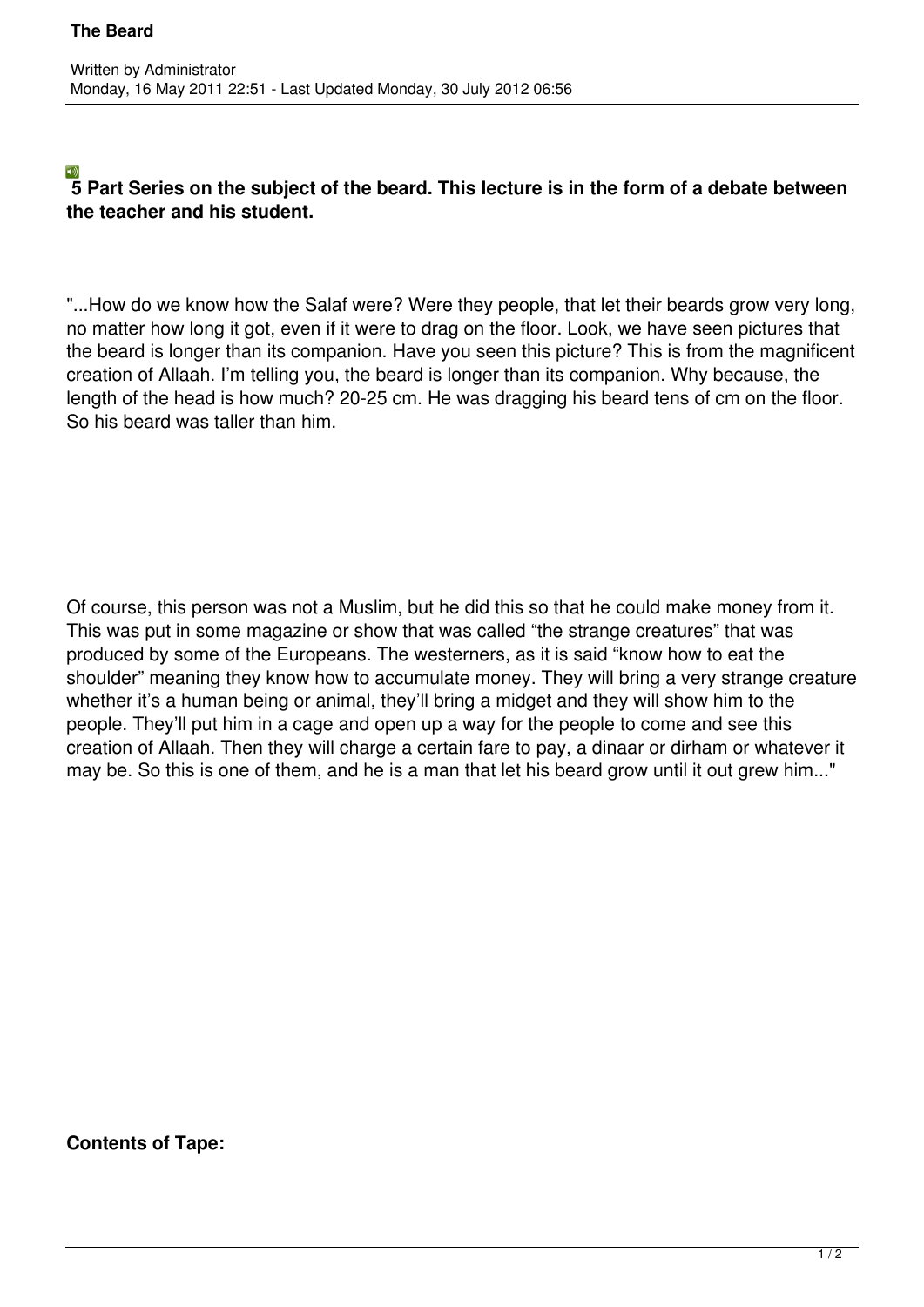# The Beard

Written by Administrator
Monday, 16 May 2011 22:51 - Last Updated Monday, 30 July 2012 06:56

**5 Part Series on the subject of the beard. This lecture is in the form of a debate between the teacher and his student.**

"...How do we know how the Salaf were? Were they people, that let their beards grow very long, no matter how long it got, even if it were to drag on the floor. Look, we have seen pictures that the beard is longer than its companion. Have you seen this picture? This is from the magnificent creation of Allaah. I'm telling you, the beard is longer than its companion. Why because, the length of the head is how much? 20-25 cm. He was dragging his beard tens of cm on the floor. So his beard was taller than him.

Of course, this person was not a Muslim, but he did this so that he could make money from it. This was put in some magazine or show that was called "the strange creatures" that was produced by some of the Europeans. The westerners, as it is said "know how to eat the shoulder" meaning they know how to accumulate money. They will bring a very strange creature whether it's a human being or animal, they'll bring a midget and they will show him to the people. They'll put him in a cage and open up a way for the people to come and see this creation of Allaah. Then they will charge a certain fare to pay, a dinaar or dirham or whatever it may be. So this is one of them, and he is a man that let his beard grow until it out grew him..."

**Contents of Tape:**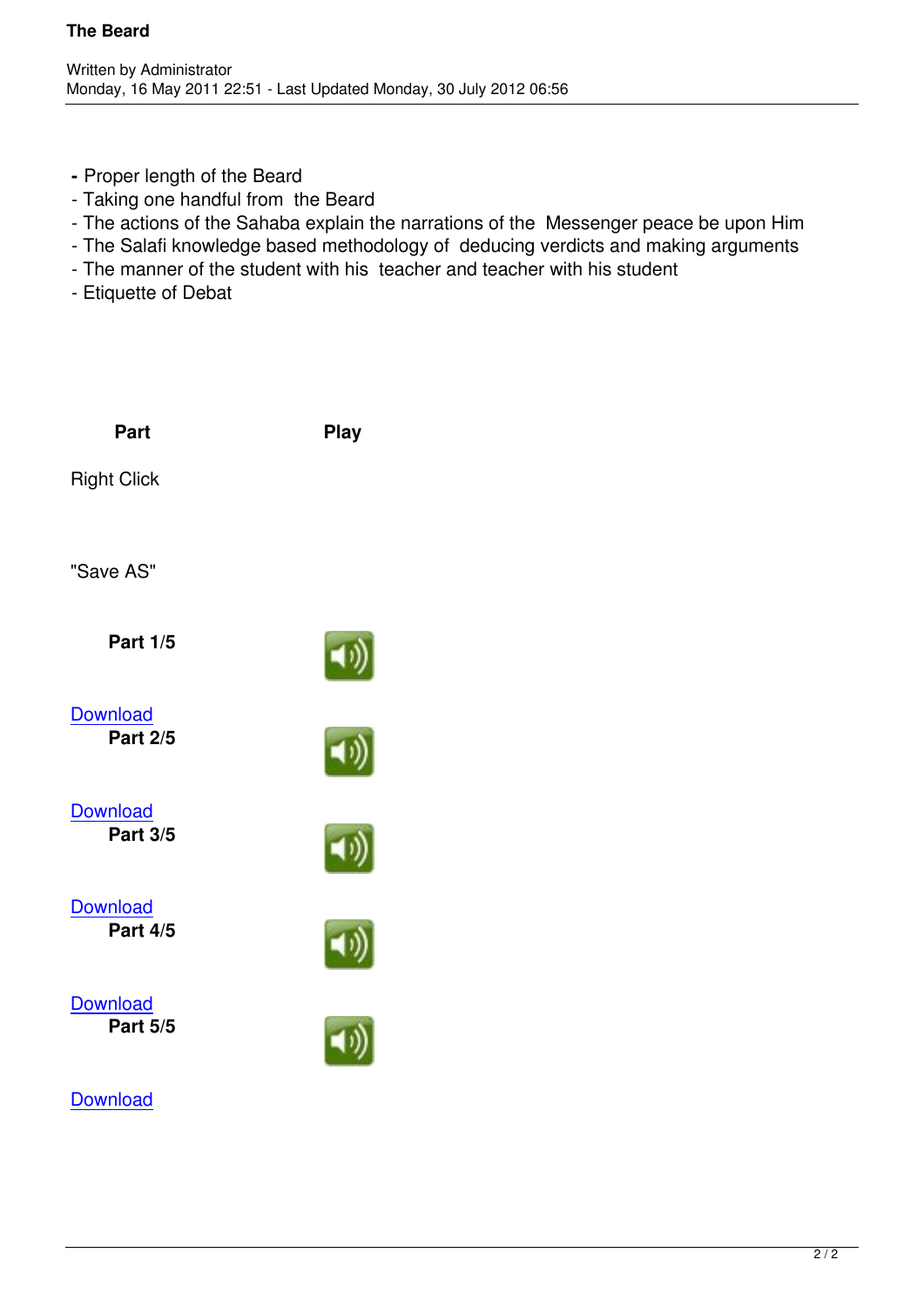- Proper length of the Beard
- Taking one handful from the Beard
- The actions of the Sahaba explain the narrations of the Messenger peace be upon Him
- The Salafi knowledge based methodology of deducing verdicts and making arguments
- The manner of the student with his teacher and teacher with his student
- Etiquette of Debat

| Part | Play |
|---|---|
| Right Click<br><br>"Save AS" | |
| **Part 1/5**<br>Download | |
| **Part 2/5**<br>Download | |
| **Part 3/5**<br>Download | |
| **Part 4/5**<br>Download | |
| **Part 5/5**<br>Download | |